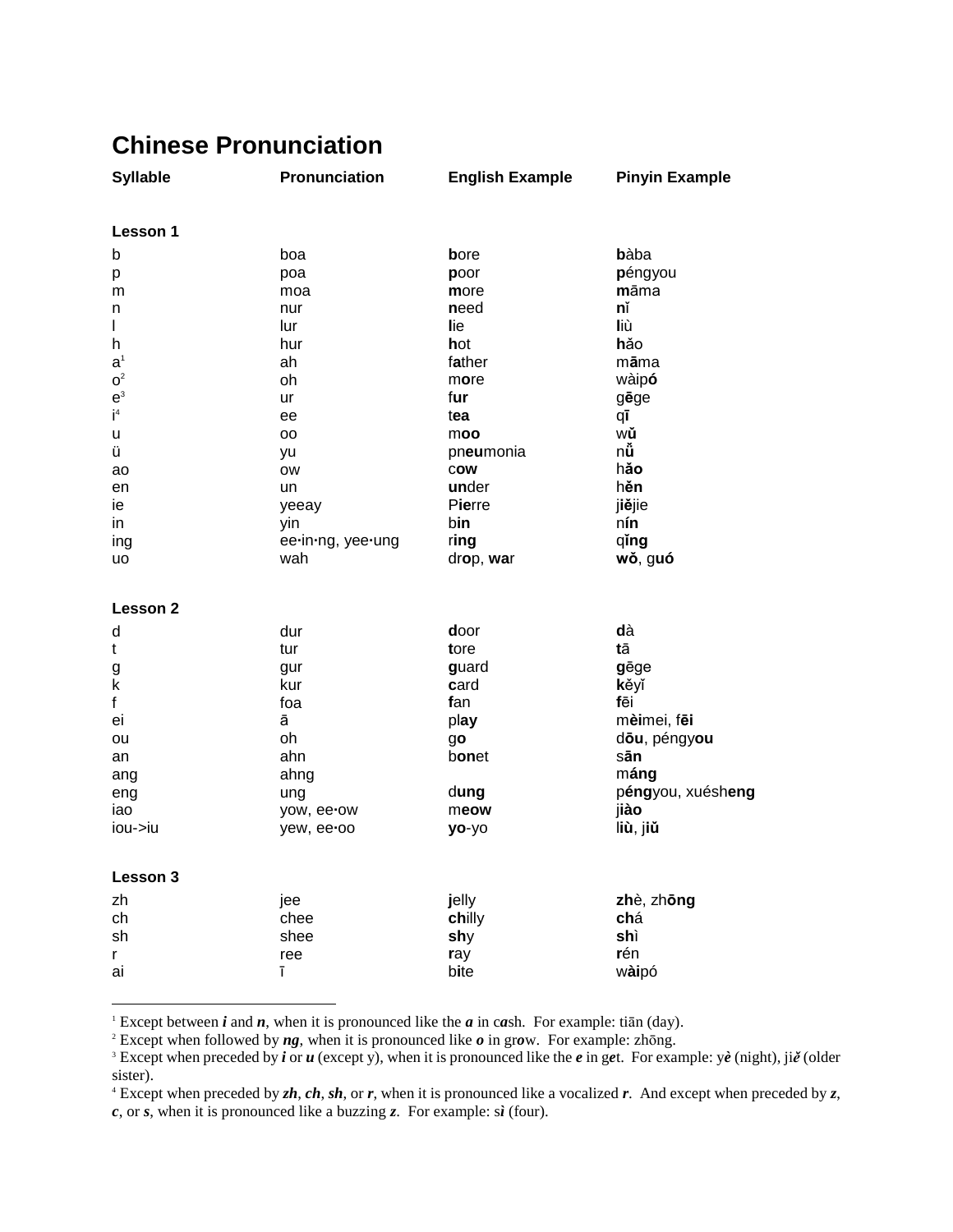# Chinese Pronunciation

| Syllable | Pronunciation | English Example | Pinyin Example |
|---|---|---|---|
| **Lesson 1** | | | |
| b | boa | **b**ore | **b**àba |
| p | poa | **p**oor | **p**éngyou |
| m | moa | **m**ore | **m**āma |
| n | nur | **n**eed | **n**ǐ |
| l | lur | **l**ie | **l**iù |
| h | hur | **h**ot | **h**ǎo |
| a[1] | ah | f**a**ther | m**ā**ma |
| o[2] | oh | m**o**re | wàip**ó** |
| e[3] | ur | f**ur** | g**ē**ge |
| i[4] | ee | t**ea** | q**ī** |
| u | oo | m**oo** | w**ǔ** |
| ü | yu | pn**eu**monia | n**ǚ** |
| ao | ow | c**ow** | h**ǎo** |
| en | un | **un**der | h**ěn** |
| ie | yeeay | P**ie**rre | j**iě**jie |
| in | yin | b**in** | n**ín** |
| ing | ee·in·ng, yee·ung | r**ing** | q**ǐng** |
| uo | wah | dr**o**p, **wa**r | **wǒ**, g**uó** |
| **Lesson 2** | | | |
| d | dur | **d**oor | **d**à |
| t | tur | **t**ore | **t**ā |
| g | gur | **g**uard | **g**ēge |
| k | kur | **c**ard | **k**ěyǐ |
| f | foa | **f**an | **f**ēi |
| ei | ā | pl**ay** | m**èi**mei, f**ēi** |
| ou | oh | g**o** | d**ōu**, péngy**ou** |
| an | ahn | b**on**et | s**ān** |
| ang | ahng | | m**áng** |
| eng | ung | d**ung** | p**éng**you, xuésh**eng** |
| iao | yow, ee·ow | m**eow** | j**iào** |
| iou->iu | yew, ee·oo | **yo**-yo | l**iù**, j**iǔ** |
| **Lesson 3** | | | |
| zh | jee | **j**elly | **zh**è, zh**ōng** |
| ch | chee | **ch**illy | **ch**á |
| sh | shee | **sh**y | **sh**ì |
| r | ree | **r**ay | **r**én |
| ai | ī | b**i**te | w**ài**pó |

---

[1] Except between ***i*** and ***n***, when it is pronounced like the ***a*** in c***a***sh. For example: tiān (day).
[2] Except when followed by ***ng***, when it is pronounced like ***o*** in gr***o***w. For example: zhōng.
[3] Except when preceded by ***i*** or ***u*** (except y), when it is pronounced like the ***e*** in g***e***t. For example: y***è*** (night), ji***ě*** (older sister).
[4] Except when preceded by ***zh***, ***ch***, ***sh***, or ***r***, when it is pronounced like a vocalized ***r***. And except when preceded by ***z***, ***c***, or ***s***, when it is pronounced like a buzzing ***z***. For example: s***ì*** (four).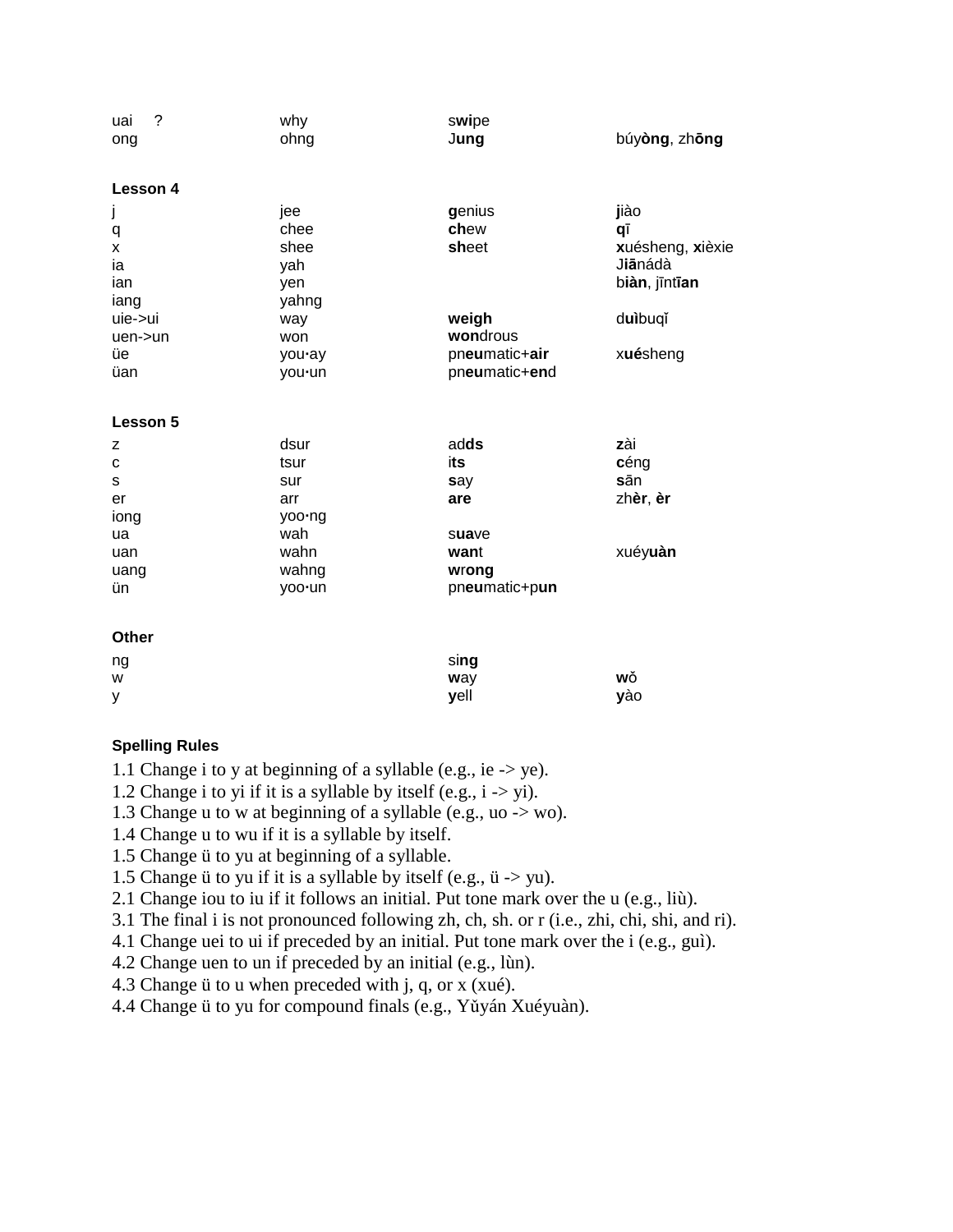| | | | |
|---|---|---|---|
| uai ? | why | s**wi**pe | |
| ong | ohng | J**ung** | búy**òng**, zh**ōng** |

**Lesson 4**

| | | | |
|---|---|---|---|
| j | jee | **g**enius | **j**iào |
| q | chee | **ch**ew | **q**ī |
| x | shee | **sh**eet | **x**uésheng, **x**ièxie |
| ia | yah | | J**iā**nádà |
| ian | yen | | b**iàn**, jīnt**īan** |
| iang | yahng | | |
| uie->ui | way | **weigh** | d**uì**buqǐ |
| uen->un | won | **won**drous | |
| üe | you·ay | pn**eu**matic+**air** | x**ué**sheng |
| üan | you·un | pn**eu**matic+**en**d | |

**Lesson 5**

| | | | |
|---|---|---|---|
| z | dsur | ad**ds** | **z**ài |
| c | tsur | i**ts** | **c**éng |
| s | sur | **s**ay | **s**ān |
| er | arr | **are** | zh**èr**, **èr** |
| iong | yoo·ng | | |
| ua | wah | s**ua**ve | |
| uan | wahn | **wan**t | xuéy**uàn** |
| uang | wahng | **wr**o**ng** | |
| ün | yoo·un | pn**eu**matic+p**un** | |

**Other**

| | | | |
|---|---|---|---|
| ng | | si**ng** | |
| w | | **w**ay | **w**ǒ |
| y | | **y**ell | **y**ào |

**Spelling Rules**

1.1 Change i to y at beginning of a syllable (e.g., ie -> ye).
1.2 Change i to yi if it is a syllable by itself (e.g., i -> yi).
1.3 Change u to w at beginning of a syllable (e.g., uo -> wo).
1.4 Change u to wu if it is a syllable by itself.
1.5 Change ü to yu at beginning of a syllable.
1.5 Change ü to yu if it is a syllable by itself (e.g., ü -> yu).
2.1 Change iou to iu if it follows an initial. Put tone mark over the u (e.g., liù).
3.1 The final i is not pronounced following zh, ch, sh. or r (i.e., zhi, chi, shi, and ri).
4.1 Change uei to ui if preceded by an initial. Put tone mark over the i (e.g., guì).
4.2 Change uen to un if preceded by an initial (e.g., lùn).
4.3 Change ü to u when preceded with j, q, or x (xué).
4.4 Change ü to yu for compound finals (e.g., Yǔyán Xuéyuàn).